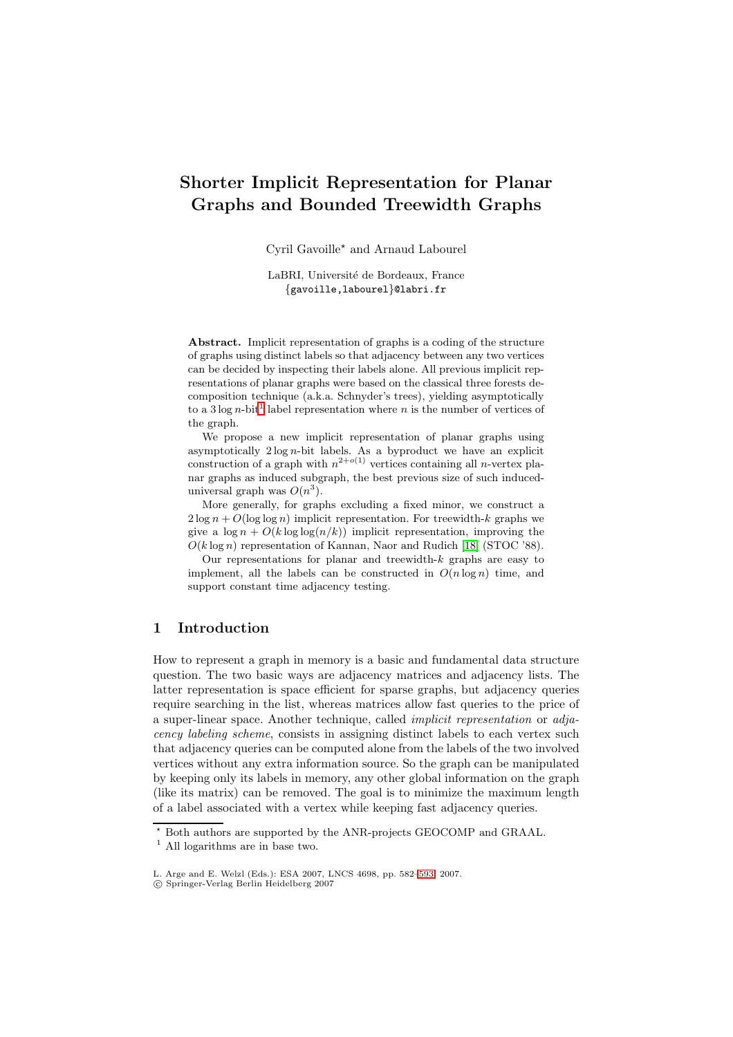# Shorter Implicit Representation for Planar Graphs and Bounded Treewidth Graphs

Cyril Gavoille* and Arnaud Labourel

LaBRI, Université de Bordeaux, France
{gavoille,labourel}@labri.fr

**Abstract.** Implicit representation of graphs is a coding of the structure of graphs using distinct labels so that adjacency between any two vertices can be decided by inspecting their labels alone. All previous implicit representations of planar graphs were based on the classical three forests decomposition technique (a.k.a. Schnyder's trees), yielding asymptotically to a $3\log n$-bit[1] label representation where $n$ is the number of vertices of the graph.

We propose a new implicit representation of planar graphs using asymptotically $2\log n$-bit labels. As a byproduct we have an explicit construction of a graph with $n^{2+o(1)}$ vertices containing all $n$-vertex planar graphs as induced subgraph, the best previous size of such induced-universal graph was $O(n^3)$.

More generally, for graphs excluding a fixed minor, we construct a $2\log n + O(\log\log n)$ implicit representation. For treewidth-$k$ graphs we give a $\log n + O(k \log\log(n/k))$ implicit representation, improving the $O(k\log n)$ representation of Kannan, Naor and Rudich [18] (STOC '88).

Our representations for planar and treewidth-$k$ graphs are easy to implement, all the labels can be constructed in $O(n\log n)$ time, and support constant time adjacency testing.

## 1 Introduction

How to represent a graph in memory is a basic and fundamental data structure question. The two basic ways are adjacency matrices and adjacency lists. The latter representation is space efficient for sparse graphs, but adjacency queries require searching in the list, whereas matrices allow fast queries to the price of a super-linear space. Another technique, called *implicit representation* or *adjacency labeling scheme*, consists in assigning distinct labels to each vertex such that adjacency queries can be computed alone from the labels of the two involved vertices without any extra information source. So the graph can be manipulated by keeping only its labels in memory, any other global information on the graph (like its matrix) can be removed. The goal is to minimize the maximum length of a label associated with a vertex while keeping fast adjacency queries.

* Both authors are supported by the ANR-projects GEOCOMP and GRAAL.

[1] All logarithms are in base two.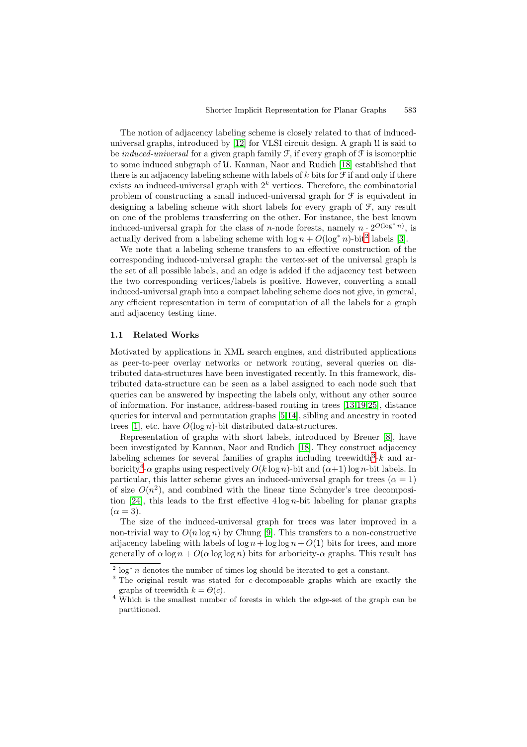The notion of adjacency labeling scheme is closely related to that of induced-universal graphs, introduced by [12] for VLSI circuit design. A graph $\mathcal{U}$ is said to be *induced-universal* for a given graph family $\mathcal{F}$, if every graph of $\mathcal{F}$ is isomorphic to some induced subgraph of $\mathcal{U}$. Kannan, Naor and Rudich [18] established that there is an adjacency labeling scheme with labels of $k$ bits for $\mathcal{F}$ if and only if there exists an induced-universal graph with $2^k$ vertices. Therefore, the combinatorial problem of constructing a small induced-universal graph for $\mathcal{F}$ is equivalent in designing a labeling scheme with short labels for every graph of $\mathcal{F}$, any result on one of the problems transferring on the other. For instance, the best known induced-universal graph for the class of $n$-node forests, namely $n \cdot 2^{O(\log^* n)}$, is actually derived from a labeling scheme with $\log n + O(\log^* n)$-bit[2] labels [3].

We note that a labeling scheme transfers to an effective construction of the corresponding induced-universal graph: the vertex-set of the universal graph is the set of all possible labels, and an edge is added if the adjacency test between the two corresponding vertices/labels is positive. However, converting a small induced-universal graph into a compact labeling scheme does not give, in general, any efficient representation in term of computation of all the labels for a graph and adjacency testing time.

### 1.1 Related Works

Motivated by applications in XML search engines, and distributed applications as peer-to-peer overlay networks or network routing, several queries on distributed data-structures have been investigated recently. In this framework, distributed data-structure can be seen as a label assigned to each node such that queries can be answered by inspecting the labels only, without any other source of information. For instance, address-based routing in trees [13,19,25], distance queries for interval and permutation graphs [5,14], sibling and ancestry in rooted trees [1], etc. have $O(\log n)$-bit distributed data-structures.

Representation of graphs with short labels, introduced by Breuer [8], have been investigated by Kannan, Naor and Rudich [18]. They construct adjacency labeling schemes for several families of graphs including treewidth[3]-$k$ and arboricity[4]-$\alpha$ graphs using respectively $O(k \log n)$-bit and $(\alpha+1)\log n$-bit labels. In particular, this latter scheme gives an induced-universal graph for trees ($\alpha = 1$) of size $O(n^2)$, and combined with the linear time Schnyder's tree decomposition [24], this leads to the first effective $4 \log n$-bit labeling for planar graphs ($\alpha = 3$).

The size of the induced-universal graph for trees was later improved in a non-trivial way to $O(n \log n)$ by Chung [9]. This transfers to a non-constructive adjacency labeling with labels of $\log n + \log\log n + O(1)$ bits for trees, and more generally of $\alpha \log n + O(\alpha \log\log n)$ bits for arboricity-$\alpha$ graphs. This result has

---

[2] $\log^* n$ denotes the number of times log should be iterated to get a constant.

[3] The original result was stated for $c$-decomposable graphs which are exactly the graphs of treewidth $k = \Theta(c)$.

[4] Which is the smallest number of forests in which the edge-set of the graph can be partitioned.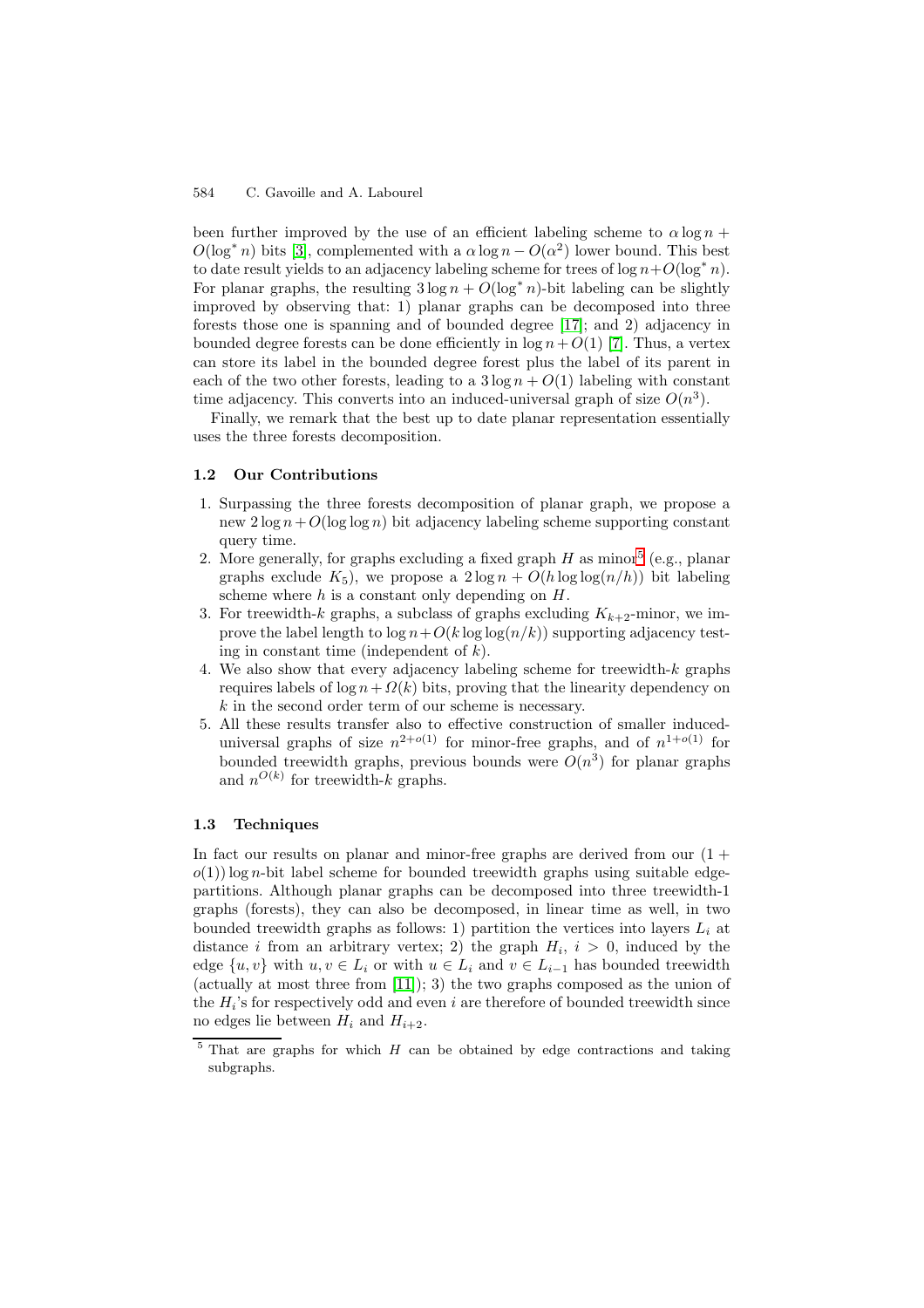been further improved by the use of an efficient labeling scheme to $\alpha \log n + O(\log^* n)$ bits [3], complemented with a $\alpha \log n - O(\alpha^2)$ lower bound. This best to date result yields to an adjacency labeling scheme for trees of $\log n + O(\log^* n)$. For planar graphs, the resulting $3 \log n + O(\log^* n)$-bit labeling can be slightly improved by observing that: 1) planar graphs can be decomposed into three forests those one is spanning and of bounded degree [17]; and 2) adjacency in bounded degree forests can be done efficiently in $\log n + O(1)$ [7]. Thus, a vertex can store its label in the bounded degree forest plus the label of its parent in each of the two other forests, leading to a $3 \log n + O(1)$ labeling with constant time adjacency. This converts into an induced-universal graph of size $O(n^3)$.

Finally, we remark that the best up to date planar representation essentially uses the three forests decomposition.

### 1.2 Our Contributions

1. Surpassing the three forests decomposition of planar graph, we propose a new $2 \log n + O(\log \log n)$ bit adjacency labeling scheme supporting constant query time.
2. More generally, for graphs excluding a fixed graph $H$ as minor[5] (e.g., planar graphs exclude $K_5$), we propose a $2 \log n + O(h \log \log(n/h))$ bit labeling scheme where $h$ is a constant only depending on $H$.
3. For treewidth-$k$ graphs, a subclass of graphs excluding $K_{k+2}$-minor, we improve the label length to $\log n + O(k \log \log(n/k))$ supporting adjacency testing in constant time (independent of $k$).
4. We also show that every adjacency labeling scheme for treewidth-$k$ graphs requires labels of $\log n + \Omega(k)$ bits, proving that the linearity dependency on $k$ in the second order term of our scheme is necessary.
5. All these results transfer also to effective construction of smaller induced-universal graphs of size $n^{2+o(1)}$ for minor-free graphs, and of $n^{1+o(1)}$ for bounded treewidth graphs, previous bounds were $O(n^3)$ for planar graphs and $n^{O(k)}$ for treewidth-$k$ graphs.

### 1.3 Techniques

In fact our results on planar and minor-free graphs are derived from our $(1 + o(1)) \log n$-bit label scheme for bounded treewidth graphs using suitable edge-partitions. Although planar graphs can be decomposed into three treewidth-1 graphs (forests), they can also be decomposed, in linear time as well, in two bounded treewidth graphs as follows: 1) partition the vertices into layers $L_i$ at distance $i$ from an arbitrary vertex; 2) the graph $H_i$, $i > 0$, induced by the edge $\{u, v\}$ with $u, v \in L_i$ or with $u \in L_i$ and $v \in L_{i-1}$ has bounded treewidth (actually at most three from [11]); 3) the two graphs composed as the union of the $H_i$'s for respectively odd and even $i$ are therefore of bounded treewidth since no edges lie between $H_i$ and $H_{i+2}$.

[5] That are graphs for which $H$ can be obtained by edge contractions and taking subgraphs.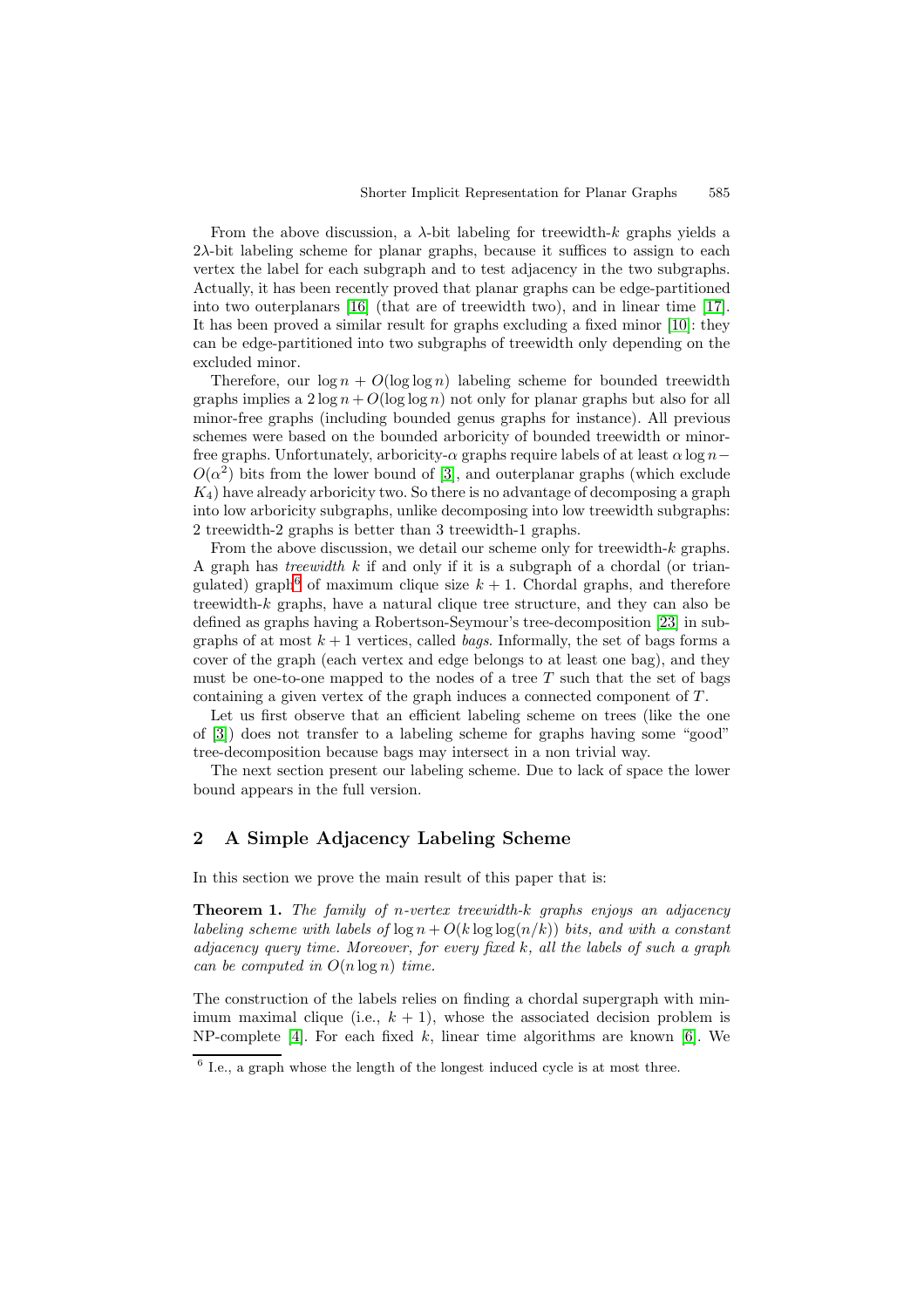From the above discussion, a $\lambda$-bit labeling for treewidth-$k$ graphs yields a $2\lambda$-bit labeling scheme for planar graphs, because it suffices to assign to each vertex the label for each subgraph and to test adjacency in the two subgraphs. Actually, it has been recently proved that planar graphs can be edge-partitioned into two outerplanars [16] (that are of treewidth two), and in linear time [17]. It has been proved a similar result for graphs excluding a fixed minor [10]: they can be edge-partitioned into two subgraphs of treewidth only depending on the excluded minor.

Therefore, our $\log n + O(\log \log n)$ labeling scheme for bounded treewidth graphs implies a $2 \log n + O(\log \log n)$ not only for planar graphs but also for all minor-free graphs (including bounded genus graphs for instance). All previous schemes were based on the bounded arboricity of bounded treewidth or minor-free graphs. Unfortunately, arboricity-$\alpha$ graphs require labels of at least $\alpha \log n - O(\alpha^2)$ bits from the lower bound of [3], and outerplanar graphs (which exclude $K_4$) have already arboricity two. So there is no advantage of decomposing a graph into low arboricity subgraphs, unlike decomposing into low treewidth subgraphs: 2 treewidth-2 graphs is better than 3 treewidth-1 graphs.

From the above discussion, we detail our scheme only for treewidth-$k$ graphs. A graph has *treewidth* $k$ if and only if it is a subgraph of a chordal (or triangulated) graph[6] of maximum clique size $k+1$. Chordal graphs, and therefore treewidth-$k$ graphs, have a natural clique tree structure, and they can also be defined as graphs having a Robertson-Seymour's tree-decomposition [23] in subgraphs of at most $k+1$ vertices, called *bags*. Informally, the set of bags forms a cover of the graph (each vertex and edge belongs to at least one bag), and they must be one-to-one mapped to the nodes of a tree $T$ such that the set of bags containing a given vertex of the graph induces a connected component of $T$.

Let us first observe that an efficient labeling scheme on trees (like the one of [3]) does not transfer to a labeling scheme for graphs having some "good" tree-decomposition because bags may intersect in a non trivial way.

The next section present our labeling scheme. Due to lack of space the lower bound appears in the full version.

## 2 A Simple Adjacency Labeling Scheme

In this section we prove the main result of this paper that is:

**Theorem 1.** *The family of $n$-vertex treewidth-$k$ graphs enjoys an adjacency labeling scheme with labels of $\log n + O(k \log \log(n/k))$ bits, and with a constant adjacency query time. Moreover, for every fixed $k$, all the labels of such a graph can be computed in $O(n \log n)$ time.*

The construction of the labels relies on finding a chordal supergraph with minimum maximal clique (i.e., $k+1$), whose the associated decision problem is NP-complete [4]. For each fixed $k$, linear time algorithms are known [6]. We

[6] I.e., a graph whose the length of the longest induced cycle is at most three.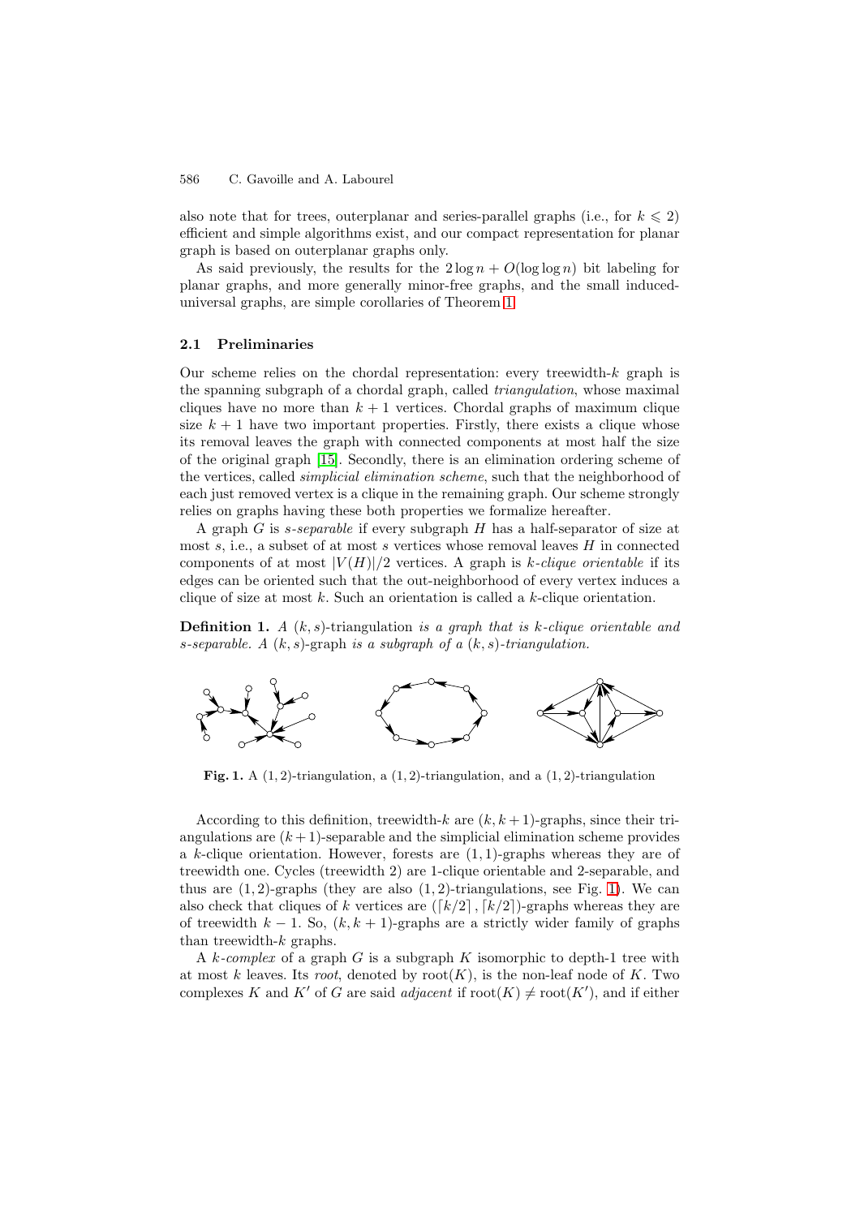also note that for trees, outerplanar and series-parallel graphs (i.e., for $k \leqslant 2$) efficient and simple algorithms exist, and our compact representation for planar graph is based on outerplanar graphs only.

As said previously, the results for the $2 \log n + O(\log \log n)$ bit labeling for planar graphs, and more generally minor-free graphs, and the small induced-universal graphs, are simple corollaries of Theorem 1.

### 2.1 Preliminaries

Our scheme relies on the chordal representation: every treewidth-$k$ graph is the spanning subgraph of a chordal graph, called *triangulation*, whose maximal cliques have no more than $k+1$ vertices. Chordal graphs of maximum clique size $k+1$ have two important properties. Firstly, there exists a clique whose its removal leaves the graph with connected components at most half the size of the original graph [15]. Secondly, there is an elimination ordering scheme of the vertices, called *simplicial elimination scheme*, such that the neighborhood of each just removed vertex is a clique in the remaining graph. Our scheme strongly relies on graphs having these both properties we formalize hereafter.

A graph $G$ is *s-separable* if every subgraph $H$ has a half-separator of size at most $s$, i.e., a subset of at most $s$ vertices whose removal leaves $H$ in connected components of at most $|V(H)|/2$ vertices. A graph is *k-clique orientable* if its edges can be oriented such that the out-neighborhood of every vertex induces a clique of size at most $k$. Such an orientation is called a $k$-clique orientation.

**Definition 1.** *A $(k,s)$-triangulation is a graph that is $k$-clique orientable and $s$-separable. A $(k,s)$-graph is a subgraph of a $(k,s)$-triangulation.*

**Fig. 1.** A $(1,2)$-triangulation, a $(1,2)$-triangulation, and a $(1,2)$-triangulation

According to this definition, treewidth-$k$ are $(k,k+1)$-graphs, since their triangulations are $(k+1)$-separable and the simplicial elimination scheme provides a $k$-clique orientation. However, forests are $(1,1)$-graphs whereas they are of treewidth one. Cycles (treewidth 2) are 1-clique orientable and 2-separable, and thus are $(1,2)$-graphs (they are also $(1,2)$-triangulations, see Fig. 1). We can also check that cliques of $k$ vertices are $(\lceil k/2 \rceil, \lceil k/2 \rceil)$-graphs whereas they are of treewidth $k-1$. So, $(k,k+1)$-graphs are a strictly wider family of graphs than treewidth-$k$ graphs.

A *k-complex* of a graph $G$ is a subgraph $K$ isomorphic to depth-1 tree with at most $k$ leaves. Its *root*, denoted by $\mathrm{root}(K)$, is the non-leaf node of $K$. Two complexes $K$ and $K'$ of $G$ are said *adjacent* if $\mathrm{root}(K) \neq \mathrm{root}(K')$, and if either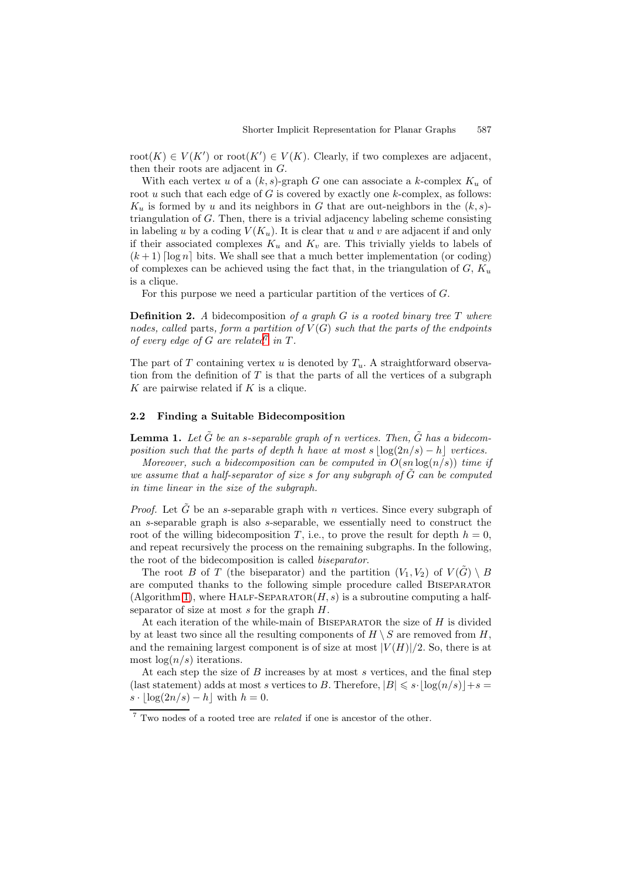$\text{root}(K) \in V(K')$ or $\text{root}(K') \in V(K)$. Clearly, if two complexes are adjacent, then their roots are adjacent in $G$.

With each vertex $u$ of a $(k, s)$-graph $G$ one can associate a $k$-complex $K_u$ of root $u$ such that each edge of $G$ is covered by exactly one $k$-complex, as follows: $K_u$ is formed by $u$ and its neighbors in $G$ that are out-neighbors in the $(k, s)$-triangulation of $G$. Then, there is a trivial adjacency labeling scheme consisting in labeling $u$ by a coding $V(K_u)$. It is clear that $u$ and $v$ are adjacent if and only if their associated complexes $K_u$ and $K_v$ are. This trivially yields to labels of $(k+1)\lceil \log n \rceil$ bits. We shall see that a much better implementation (or coding) of complexes can be achieved using the fact that, in the triangulation of $G$, $K_u$ is a clique.

For this purpose we need a particular partition of the vertices of $G$.

**Definition 2.** *A* bidecomposition *of a graph $G$ is a rooted binary tree $T$ where nodes, called* parts*, form a partition of $V(G)$ such that the parts of the endpoints of every edge of $G$ are related*[7] *in $T$.*

The part of $T$ containing vertex $u$ is denoted by $T_u$. A straightforward observation from the definition of $T$ is that the parts of all the vertices of a subgraph $K$ are pairwise related if $K$ is a clique.

### 2.2 Finding a Suitable Bidecomposition

**Lemma 1.** *Let $\tilde{G}$ be an $s$-separable graph of $n$ vertices. Then, $\tilde{G}$ has a bidecomposition such that the parts of depth $h$ have at most $s \lfloor \log(2n/s) - h \rfloor$ vertices.*

*Moreover, such a bidecomposition can be computed in $O(sn \log(n/s))$ time if we assume that a half-separator of size $s$ for any subgraph of $\tilde{G}$ can be computed in time linear in the size of the subgraph.*

*Proof.* Let $\tilde{G}$ be an $s$-separable graph with $n$ vertices. Since every subgraph of an $s$-separable graph is also $s$-separable, we essentially need to construct the root of the willing bidecomposition $T$, i.e., to prove the result for depth $h = 0$, and repeat recursively the process on the remaining subgraphs. In the following, the root of the bidecomposition is called *biseparator*.

The root $B$ of $T$ (the biseparator) and the partition $(V_1, V_2)$ of $V(\tilde{G}) \setminus B$ are computed thanks to the following simple procedure called Biseparator (Algorithm 1), where Half-Separator$(H, s)$ is a subroutine computing a half-separator of size at most $s$ for the graph $H$.

At each iteration of the while-main of Biseparator the size of $H$ is divided by at least two since all the resulting components of $H \setminus S$ are removed from $H$, and the remaining largest component is of size at most $|V(H)|/2$. So, there is at most $\log(n/s)$ iterations.

At each step the size of $B$ increases by at most $s$ vertices, and the final step (last statement) adds at most $s$ vertices to $B$. Therefore, $|B| \leqslant s \cdot \lfloor \log(n/s) \rfloor + s = s \cdot \lfloor \log(2n/s) - h \rfloor$ with $h = 0$.

[7] Two nodes of a rooted tree are *related* if one is ancestor of the other.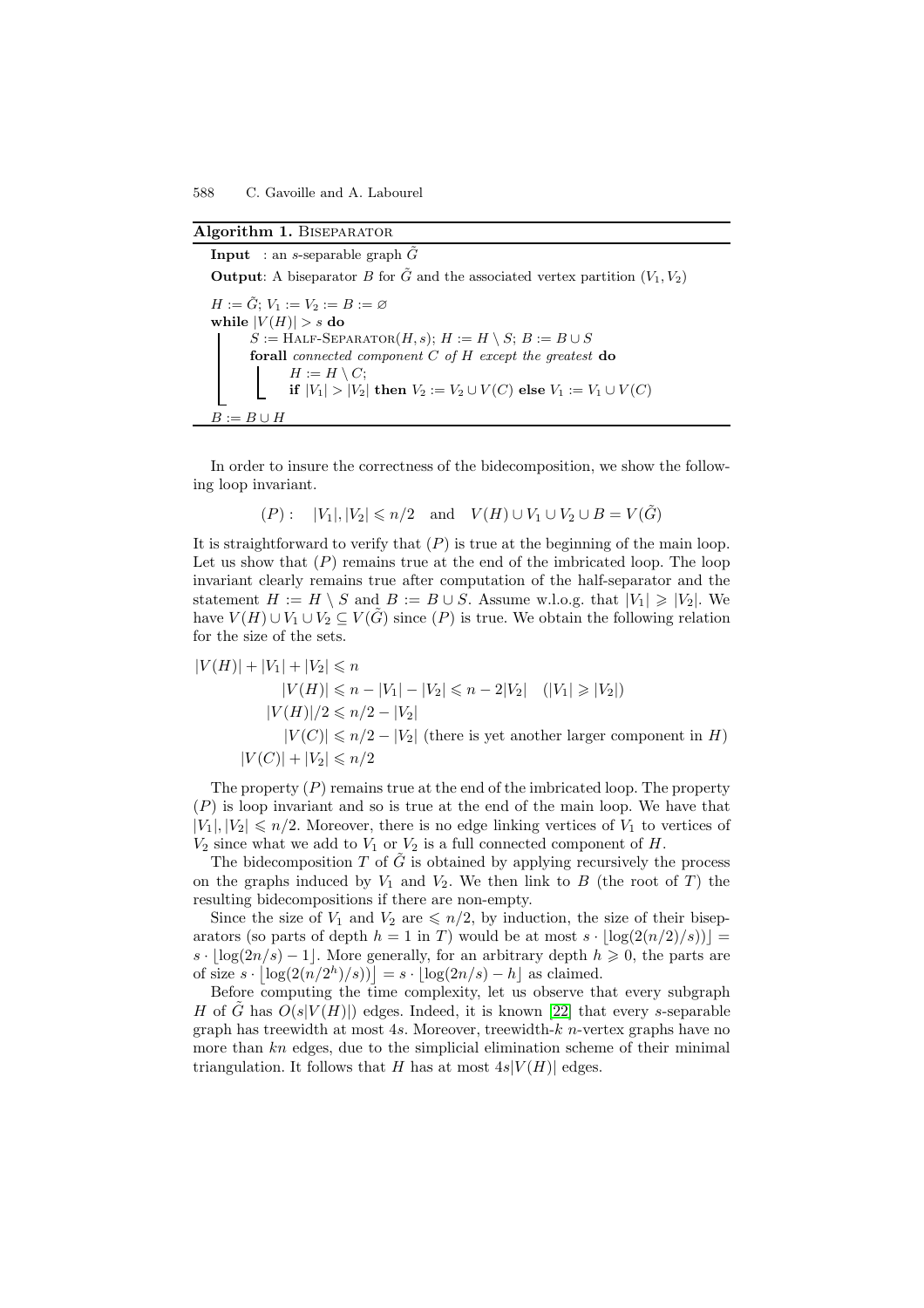**Algorithm 1.** Biseparator

**Input** : an $s$-separable graph $\tilde{G}$

**Output**: A biseparator $B$ for $\tilde{G}$ and the associated vertex partition $(V_1, V_2)$

```
H := G̃; V1 := V2 := B := ∅
while |V(H)| > s do
    S := Half-Separator(H, s); H := H \ S; B := B ∪ S
    forall connected component C of H except the greatest do
        H := H \ C;
        if |V1| > |V2| then V2 := V2 ∪ V(C) else V1 := V1 ∪ V(C)
B := B ∪ H
```

In order to insure the correctness of the bidecomposition, we show the following loop invariant.

$$(P): \quad |V_1|, |V_2| \leqslant n/2 \quad \text{and} \quad V(H) \cup V_1 \cup V_2 \cup B = V(\tilde{G})$$

It is straightforward to verify that $(P)$ is true at the beginning of the main loop. Let us show that $(P)$ remains true at the end of the imbricated loop. The loop invariant clearly remains true after computation of the half-separator and the statement $H := H \setminus S$ and $B := B \cup S$. Assume w.l.o.g. that $|V_1| \geqslant |V_2|$. We have $V(H) \cup V_1 \cup V_2 \subseteq V(\tilde{G})$ since $(P)$ is true. We obtain the following relation for the size of the sets.

$$
\begin{aligned}
|V(H)| + |V_1| + |V_2| &\leqslant n \\
|V(H)| &\leqslant n - |V_1| - |V_2| \leqslant n - 2|V_2| \quad (|V_1| \geqslant |V_2|) \\
|V(H)|/2 &\leqslant n/2 - |V_2| \\
|V(C)| &\leqslant n/2 - |V_2| \text{ (there is yet another larger component in } H) \\
|V(C)| + |V_2| &\leqslant n/2
\end{aligned}
$$

The property $(P)$ remains true at the end of the imbricated loop. The property $(P)$ is loop invariant and so is true at the end of the main loop. We have that $|V_1|, |V_2| \leqslant n/2$. Moreover, there is no edge linking vertices of $V_1$ to vertices of $V_2$ since what we add to $V_1$ or $V_2$ is a full connected component of $H$.

The bidecomposition $T$ of $\tilde{G}$ is obtained by applying recursively the process on the graphs induced by $V_1$ and $V_2$. We then link to $B$ (the root of $T$) the resulting bidecompositions if there are non-empty.

Since the size of $V_1$ and $V_2$ are $\leqslant n/2$, by induction, the size of their biseparators (so parts of depth $h = 1$ in $T$) would be at most $s \cdot \lfloor \log(2(n/2)/s)) \rfloor = s \cdot \lfloor \log(2n/s) - 1 \rfloor$. More generally, for an arbitrary depth $h \geqslant 0$, the parts are of size $s \cdot \lfloor \log(2(n/2^h)/s)) \rfloor = s \cdot \lfloor \log(2n/s) - h \rfloor$ as claimed.

Before computing the time complexity, let us observe that every subgraph $H$ of $\tilde{G}$ has $O(s|V(H)|)$ edges. Indeed, it is known [22] that every $s$-separable graph has treewidth at most $4s$. Moreover, treewidth-$k$ $n$-vertex graphs have no more than $kn$ edges, due to the simplicial elimination scheme of their minimal triangulation. It follows that $H$ has at most $4s|V(H)|$ edges.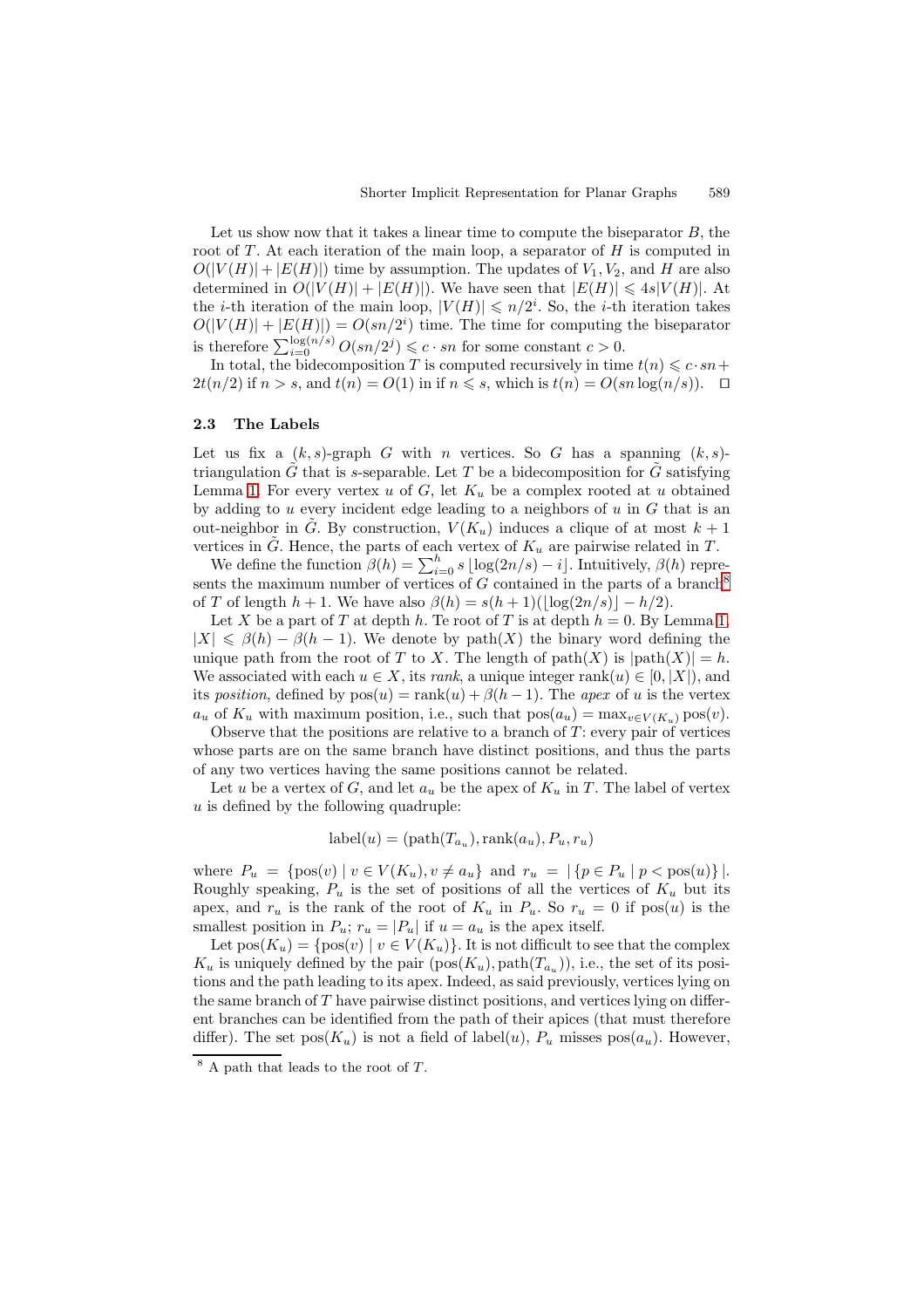Let us show now that it takes a linear time to compute the biseparator $B$, the root of $T$. At each iteration of the main loop, a separator of $H$ is computed in $O(|V(H)| + |E(H)|)$ time by assumption. The updates of $V_1, V_2$, and $H$ are also determined in $O(|V(H)| + |E(H)|)$. We have seen that $|E(H)| \leqslant 4s|V(H)|$. At the $i$-th iteration of the main loop, $|V(H)| \leqslant n/2^i$. So, the $i$-th iteration takes $O(|V(H)| + |E(H)|) = O(sn/2^i)$ time. The time for computing the biseparator is therefore $\sum_{i=0}^{\log(n/s)} O(sn/2^j) \leqslant c \cdot sn$ for some constant $c > 0$.

In total, the bidecomposition $T$ is computed recursively in time $t(n) \leqslant c \cdot sn + 2t(n/2)$ if $n > s$, and $t(n) = O(1)$ in if $n \leqslant s$, which is $t(n) = O(sn \log(n/s))$. □

### 2.3 The Labels

Let us fix a $(k, s)$-graph $G$ with $n$ vertices. So $G$ has a spanning $(k, s)$-triangulation $\tilde{G}$ that is $s$-separable. Let $T$ be a bidecomposition for $\tilde{G}$ satisfying Lemma 1. For every vertex $u$ of $G$, let $K_u$ be a complex rooted at $u$ obtained by adding to $u$ every incident edge leading to a neighbors of $u$ in $G$ that is an out-neighbor in $\tilde{G}$. By construction, $V(K_u)$ induces a clique of at most $k + 1$ vertices in $\tilde{G}$. Hence, the parts of each vertex of $K_u$ are pairwise related in $T$.

We define the function $\beta(h) = \sum_{i=0}^{h} s \lfloor \log(2n/s) - i \rfloor$. Intuitively, $\beta(h)$ represents the maximum number of vertices of $G$ contained in the parts of a branch[8] of $T$ of length $h + 1$. We have also $\beta(h) = s(h + 1)(\lfloor \log(2n/s) \rfloor - h/2)$.

Let $X$ be a part of $T$ at depth $h$. Te root of $T$ is at depth $h = 0$. By Lemma 1, $|X| \leqslant \beta(h) - \beta(h - 1)$. We denote by path$(X)$ the binary word defining the unique path from the root of $T$ to $X$. The length of path$(X)$ is $|\text{path}(X)| = h$. We associated with each $u \in X$, its *rank*, a unique integer $\text{rank}(u) \in [0, |X|)$, and its *position*, defined by $\text{pos}(u) = \text{rank}(u) + \beta(h - 1)$. The *apex* of $u$ is the vertex $a_u$ of $K_u$ with maximum position, i.e., such that $\text{pos}(a_u) = \max_{v \in V(K_u)} \text{pos}(v)$.

Observe that the positions are relative to a branch of $T$: every pair of vertices whose parts are on the same branch have distinct positions, and thus the parts of any two vertices having the same positions cannot be related.

Let $u$ be a vertex of $G$, and let $a_u$ be the apex of $K_u$ in $T$. The label of vertex $u$ is defined by the following quadruple:

$$\text{label}(u) = (\text{path}(T_{a_u}), \text{rank}(a_u), P_u, r_u)$$

where $P_u = \{\text{pos}(v) \mid v \in V(K_u), v \neq a_u\}$ and $r_u = |\{p \in P_u \mid p < \text{pos}(u)\}|$. Roughly speaking, $P_u$ is the set of positions of all the vertices of $K_u$ but its apex, and $r_u$ is the rank of the root of $K_u$ in $P_u$. So $r_u = 0$ if $\text{pos}(u)$ is the smallest position in $P_u$; $r_u = |P_u|$ if $u = a_u$ is the apex itself.

Let $\text{pos}(K_u) = \{\text{pos}(v) \mid v \in V(K_u)\}$. It is not difficult to see that the complex $K_u$ is uniquely defined by the pair $(\text{pos}(K_u), \text{path}(T_{a_u}))$, i.e., the set of its positions and the path leading to its apex. Indeed, as said previously, vertices lying on the same branch of $T$ have pairwise distinct positions, and vertices lying on different branches can be identified from the path of their apices (that must therefore differ). The set $\text{pos}(K_u)$ is not a field of label$(u)$, $P_u$ misses $\text{pos}(a_u)$. However,

[8] A path that leads to the root of $T$.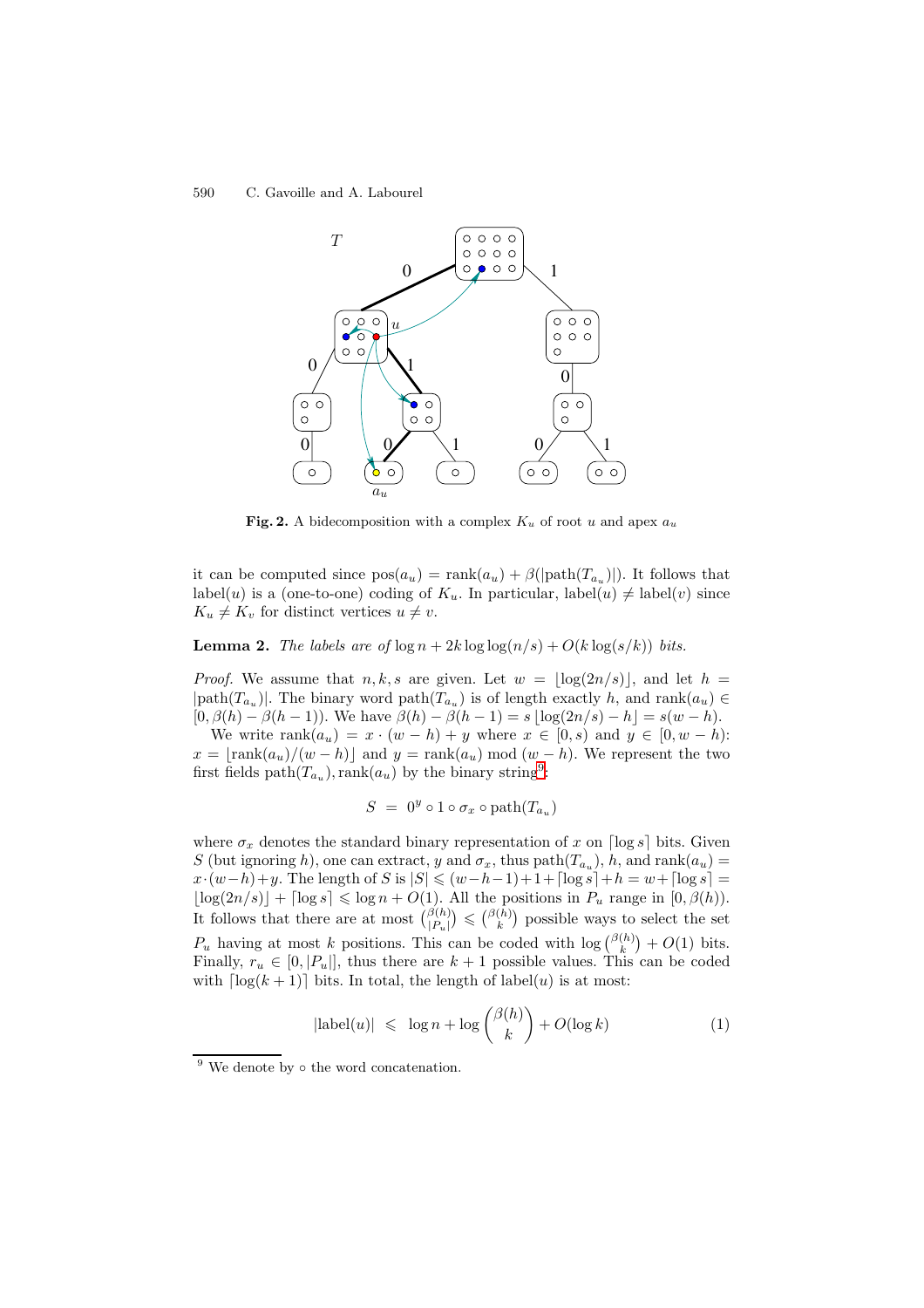**Fig. 2.** A bidecomposition with a complex $K_u$ of root $u$ and apex $a_u$

it can be computed since $\text{pos}(a_u) = \text{rank}(a_u) + \beta(|\text{path}(T_{a_u})|)$. It follows that $\text{label}(u)$ is a (one-to-one) coding of $K_u$. In particular, $\text{label}(u) \neq \text{label}(v)$ since $K_u \neq K_v$ for distinct vertices $u \neq v$.

**Lemma 2.** *The labels are of* $\log n + 2k \log\log(n/s) + O(k \log(s/k))$ *bits.*

*Proof.* We assume that $n, k, s$ are given. Let $w = \lfloor \log(2n/s) \rfloor$, and let $h = |\text{path}(T_{a_u})|$. The binary word $\text{path}(T_{a_u})$ is of length exactly $h$, and $\text{rank}(a_u) \in [0, \beta(h) - \beta(h-1))$. We have $\beta(h) - \beta(h-1) = s \lfloor \log(2n/s) - h \rfloor = s(w-h)$.

We write $\text{rank}(a_u) = x \cdot (w-h) + y$ where $x \in [0, s)$ and $y \in [0, w-h)$: $x = \lfloor \text{rank}(a_u)/(w-h) \rfloor$ and $y = \text{rank}(a_u) \bmod (w-h)$. We represent the two first fields $\text{path}(T_{a_u}), \text{rank}(a_u)$ by the binary string[9]:

$$S \;=\; 0^y \circ 1 \circ \sigma_x \circ \text{path}(T_{a_u})$$

where $\sigma_x$ denotes the standard binary representation of $x$ on $\lceil \log s \rceil$ bits. Given $S$ (but ignoring $h$), one can extract, $y$ and $\sigma_x$, thus $\text{path}(T_{a_u})$, $h$, and $\text{rank}(a_u) = x \cdot (w-h) + y$. The length of $S$ is $|S| \leqslant (w-h-1) + 1 + \lceil \log s \rceil + h = w + \lceil \log s \rceil = \lfloor \log(2n/s) \rfloor + \lceil \log s \rceil \leqslant \log n + O(1)$. All the positions in $P_u$ range in $[0, \beta(h))$. It follows that there are at most $\binom{\beta(h)}{|P_u|} \leqslant \binom{\beta(h)}{k}$ possible ways to select the set $P_u$ having at most $k$ positions. This can be coded with $\log \binom{\beta(h)}{k} + O(1)$ bits. Finally, $r_u \in [0, |P_u|]$, thus there are $k+1$ possible values. This can be coded with $\lceil \log(k+1) \rceil$ bits. In total, the length of $\text{label}(u)$ is at most:

$$|\text{label}(u)| \;\leqslant\; \log n + \log \binom{\beta(h)}{k} + O(\log k) \tag{1}$$

[9] We denote by $\circ$ the word concatenation.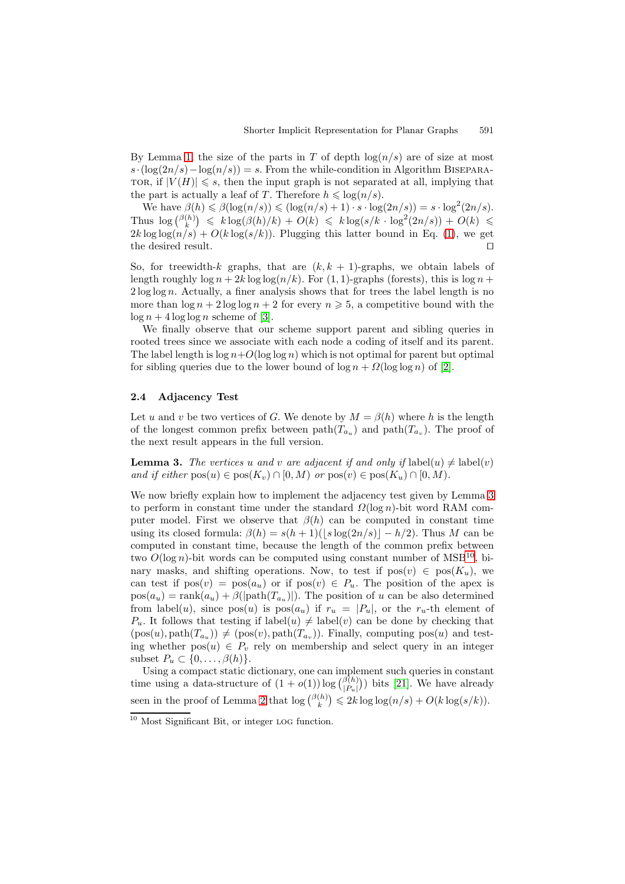By Lemma 1, the size of the parts in $T$ of depth $\log(n/s)$ are of size at most $s \cdot (\log(2n/s) - \log(n/s)) = s$. From the while-condition in Algorithm BISEPARATOR, if $|V(H)| \leqslant s$, then the input graph is not separated at all, implying that the part is actually a leaf of $T$. Therefore $h \leqslant \log(n/s)$.

We have $\beta(h) \leqslant \beta(\log(n/s)) \leqslant (\log(n/s)+1) \cdot s \cdot \log(2n/s)) = s \cdot \log^2(2n/s)$. Thus $\log \binom{\beta(h)}{k} \leqslant k \log(\beta(h)/k) + O(k) \leqslant k \log(s/k \cdot \log^2(2n/s)) + O(k) \leqslant 2k \log\log(n/s) + O(k \log(s/k))$. Plugging this latter bound in Eq. (1), we get the desired result. ◻

So, for treewidth-$k$ graphs, that are $(k, k+1)$-graphs, we obtain labels of length roughly $\log n + 2k \log\log(n/k)$. For $(1,1)$-graphs (forests), this is $\log n + 2 \log\log n$. Actually, a finer analysis shows that for trees the label length is no more than $\log n + 2\log\log n + 2$ for every $n \geqslant 5$, a competitive bound with the $\log n + 4 \log\log n$ scheme of [3].

We finally observe that our scheme support parent and sibling queries in rooted trees since we associate with each node a coding of itself and its parent. The label length is $\log n + O(\log\log n)$ which is not optimal for parent but optimal for sibling queries due to the lower bound of $\log n + \Omega(\log\log n)$ of [2].

### 2.4 Adjacency Test

Let $u$ and $v$ be two vertices of $G$. We denote by $M = \beta(h)$ where $h$ is the length of the longest common prefix between $\mathrm{path}(T_{a_u})$ and $\mathrm{path}(T_{a_v})$. The proof of the next result appears in the full version.

**Lemma 3.** *The vertices $u$ and $v$ are adjacent if and only if* $\mathrm{label}(u) \neq \mathrm{label}(v)$ *and if either* $\mathrm{pos}(u) \in \mathrm{pos}(K_v) \cap [0, M)$ *or* $\mathrm{pos}(v) \in \mathrm{pos}(K_u) \cap [0, M)$.

We now briefly explain how to implement the adjacency test given by Lemma 3 to perform in constant time under the standard $\Omega(\log n)$-bit word RAM computer model. First we observe that $\beta(h)$ can be computed in constant time using its closed formula: $\beta(h) = s(h+1)(\lfloor s \log(2n/s) \rfloor - h/2)$. Thus $M$ can be computed in constant time, because the length of the common prefix between two $O(\log n)$-bit words can be computed using constant number of MSB[10], binary masks, and shifting operations. Now, to test if $\mathrm{pos}(v) \in \mathrm{pos}(K_u)$, we can test if $\mathrm{pos}(v) = \mathrm{pos}(a_u)$ or if $\mathrm{pos}(v) \in P_u$. The position of the apex is $\mathrm{pos}(a_u) = \mathrm{rank}(a_u) + \beta(|\mathrm{path}(T_{a_u})|)$. The position of $u$ can be also determined from $\mathrm{label}(u)$, since $\mathrm{pos}(u)$ is $\mathrm{pos}(a_u)$ if $r_u = |P_u|$, or the $r_u$-th element of $P_u$. It follows that testing if $\mathrm{label}(u) \neq \mathrm{label}(v)$ can be done by checking that $(\mathrm{pos}(u), \mathrm{path}(T_{a_u})) \neq (\mathrm{pos}(v), \mathrm{path}(T_{a_v}))$. Finally, computing $\mathrm{pos}(u)$ and testing whether $\mathrm{pos}(u) \in P_v$ rely on membership and select query in an integer subset $P_u \subset \{0, \ldots, \beta(h)\}$.

Using a compact static dictionary, one can implement such queries in constant time using a data-structure of $(1+o(1)) \log \binom{\beta(h)}{|P_u|}$ bits [21]. We have already seen in the proof of Lemma 2 that $\log \binom{\beta(h)}{k} \leqslant 2k \log\log(n/s) + O(k \log(s/k))$.

---

[10] Most Significant Bit, or integer LOG function.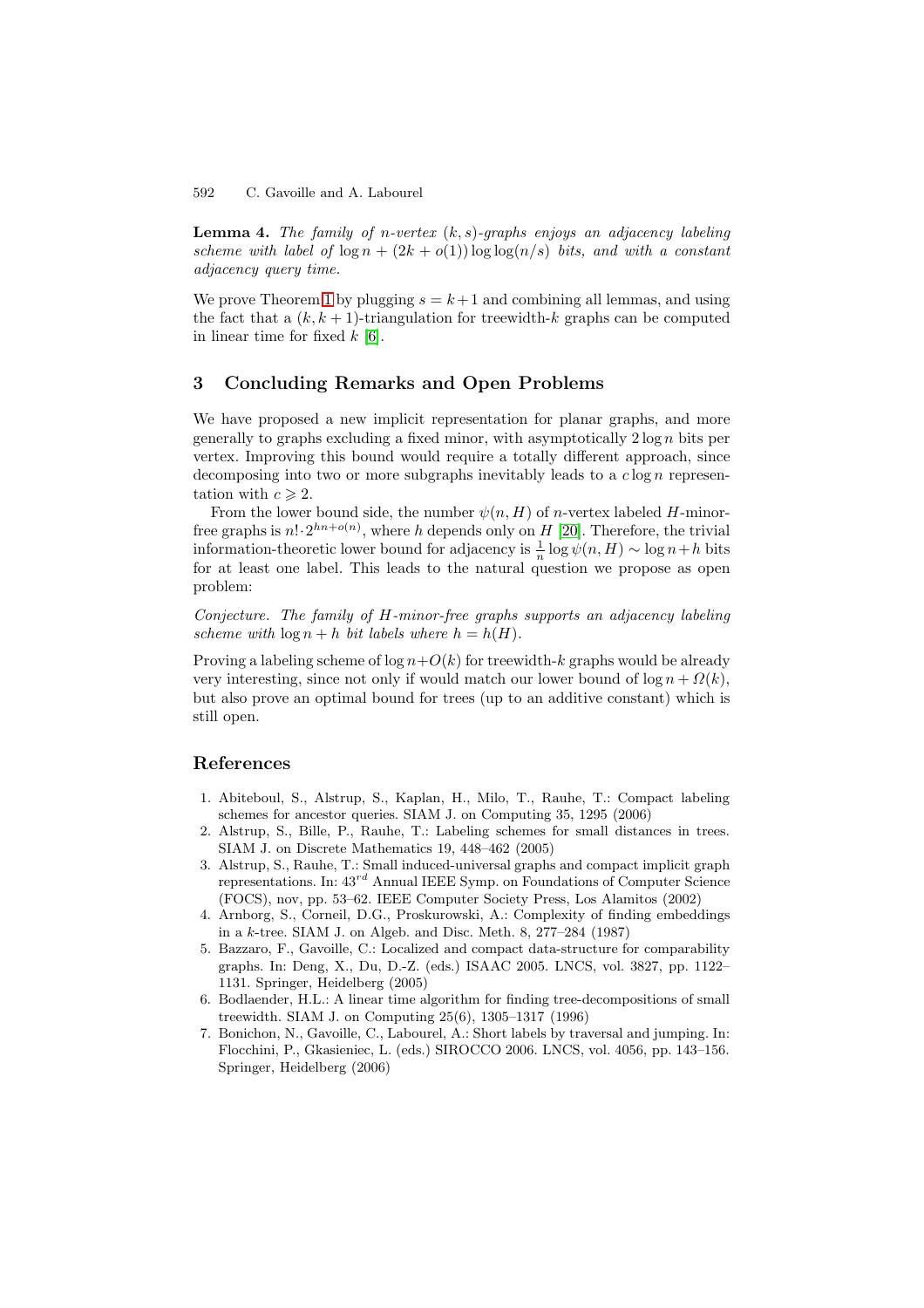**Lemma 4.** *The family of $n$-vertex $(k,s)$-graphs enjoys an adjacency labeling scheme with label of $\log n + (2k + o(1)) \log\log(n/s)$ bits, and with a constant adjacency query time.*

We prove Theorem 1 by plugging $s = k+1$ and combining all lemmas, and using the fact that a $(k, k+1)$-triangulation for treewidth-$k$ graphs can be computed in linear time for fixed $k$ [6].

## 3 Concluding Remarks and Open Problems

We have proposed a new implicit representation for planar graphs, and more generally to graphs excluding a fixed minor, with asymptotically $2 \log n$ bits per vertex. Improving this bound would require a totally different approach, since decomposing into two or more subgraphs inevitably leads to a $c \log n$ representation with $c \geqslant 2$.

From the lower bound side, the number $\psi(n, H)$ of $n$-vertex labeled $H$-minor-free graphs is $n! \cdot 2^{hn+o(n)}$, where $h$ depends only on $H$ [20]. Therefore, the trivial information-theoretic lower bound for adjacency is $\frac{1}{n} \log \psi(n, H) \sim \log n + h$ bits for at least one label. This leads to the natural question we propose as open problem:

*Conjecture. The family of $H$-minor-free graphs supports an adjacency labeling scheme with $\log n + h$ bit labels where $h = h(H)$.*

Proving a labeling scheme of $\log n + O(k)$ for treewidth-$k$ graphs would be already very interesting, since not only if would match our lower bound of $\log n + \Omega(k)$, but also prove an optimal bound for trees (up to an additive constant) which is still open.

## References

1. Abiteboul, S., Alstrup, S., Kaplan, H., Milo, T., Rauhe, T.: Compact labeling schemes for ancestor queries. SIAM J. on Computing 35, 1295 (2006)
2. Alstrup, S., Bille, P., Rauhe, T.: Labeling schemes for small distances in trees. SIAM J. on Discrete Mathematics 19, 448–462 (2005)
3. Alstrup, S., Rauhe, T.: Small induced-universal graphs and compact implicit graph representations. In: $43^{rd}$ Annual IEEE Symp. on Foundations of Computer Science (FOCS), nov, pp. 53–62. IEEE Computer Society Press, Los Alamitos (2002)
4. Arnborg, S., Corneil, D.G., Proskurowski, A.: Complexity of finding embeddings in a $k$-tree. SIAM J. on Algeb. and Disc. Meth. 8, 277–284 (1987)
5. Bazzaro, F., Gavoille, C.: Localized and compact data-structure for comparability graphs. In: Deng, X., Du, D.-Z. (eds.) ISAAC 2005. LNCS, vol. 3827, pp. 1122–1131. Springer, Heidelberg (2005)
6. Bodlaender, H.L.: A linear time algorithm for finding tree-decompositions of small treewidth. SIAM J. on Computing 25(6), 1305–1317 (1996)
7. Bonichon, N., Gavoille, C., Labourel, A.: Short labels by traversal and jumping. In: Flocchini, P., Gkasieniec, L. (eds.) SIROCCO 2006. LNCS, vol. 4056, pp. 143–156. Springer, Heidelberg (2006)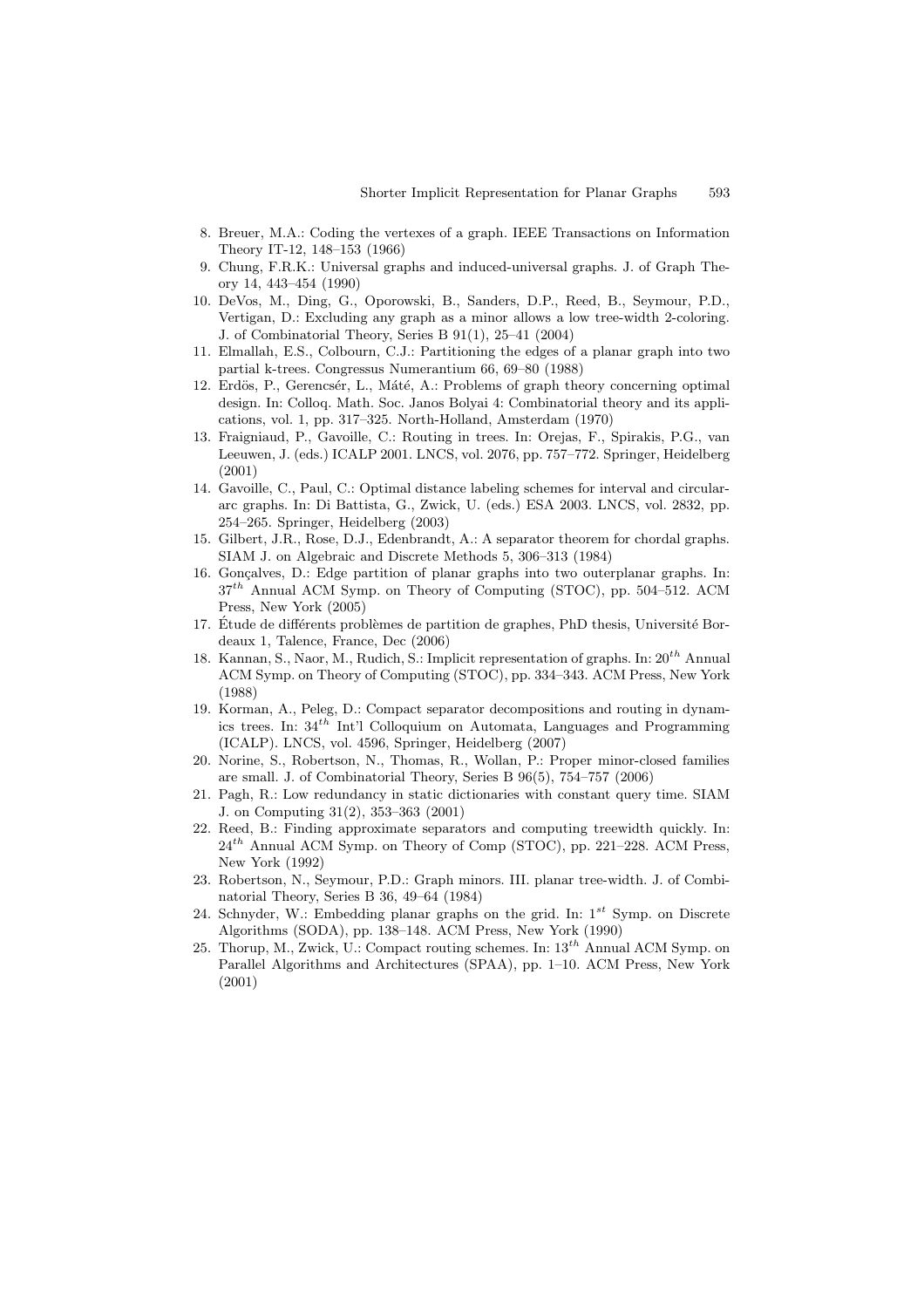8. Breuer, M.A.: Coding the vertexes of a graph. IEEE Transactions on Information Theory IT-12, 148–153 (1966)
9. Chung, F.R.K.: Universal graphs and induced-universal graphs. J. of Graph Theory 14, 443–454 (1990)
10. DeVos, M., Ding, G., Oporowski, B., Sanders, D.P., Reed, B., Seymour, P.D., Vertigan, D.: Excluding any graph as a minor allows a low tree-width 2-coloring. J. of Combinatorial Theory, Series B 91(1), 25–41 (2004)
11. Elmallah, E.S., Colbourn, C.J.: Partitioning the edges of a planar graph into two partial k-trees. Congressus Numerantium 66, 69–80 (1988)
12. Erdös, P., Gerencsér, L., Máté, A.: Problems of graph theory concerning optimal design. In: Colloq. Math. Soc. Janos Bolyai 4: Combinatorial theory and its applications, vol. 1, pp. 317–325. North-Holland, Amsterdam (1970)
13. Fraigniaud, P., Gavoille, C.: Routing in trees. In: Orejas, F., Spirakis, P.G., van Leeuwen, J. (eds.) ICALP 2001. LNCS, vol. 2076, pp. 757–772. Springer, Heidelberg (2001)
14. Gavoille, C., Paul, C.: Optimal distance labeling schemes for interval and circular-arc graphs. In: Di Battista, G., Zwick, U. (eds.) ESA 2003. LNCS, vol. 2832, pp. 254–265. Springer, Heidelberg (2003)
15. Gilbert, J.R., Rose, D.J., Edenbrandt, A.: A separator theorem for chordal graphs. SIAM J. on Algebraic and Discrete Methods 5, 306–313 (1984)
16. Gonçalves, D.: Edge partition of planar graphs into two outerplanar graphs. In: $37^{th}$ Annual ACM Symp. on Theory of Computing (STOC), pp. 504–512. ACM Press, New York (2005)
17. Étude de différents problèmes de partition de graphes, PhD thesis, Université Bordeaux 1, Talence, France, Dec (2006)
18. Kannan, S., Naor, M., Rudich, S.: Implicit representation of graphs. In: $20^{th}$ Annual ACM Symp. on Theory of Computing (STOC), pp. 334–343. ACM Press, New York (1988)
19. Korman, A., Peleg, D.: Compact separator decompositions and routing in dynamics trees. In: $34^{th}$ Int'l Colloquium on Automata, Languages and Programming (ICALP). LNCS, vol. 4596, Springer, Heidelberg (2007)
20. Norine, S., Robertson, N., Thomas, R., Wollan, P.: Proper minor-closed families are small. J. of Combinatorial Theory, Series B 96(5), 754–757 (2006)
21. Pagh, R.: Low redundancy in static dictionaries with constant query time. SIAM J. on Computing 31(2), 353–363 (2001)
22. Reed, B.: Finding approximate separators and computing treewidth quickly. In: $24^{th}$ Annual ACM Symp. on Theory of Comp (STOC), pp. 221–228. ACM Press, New York (1992)
23. Robertson, N., Seymour, P.D.: Graph minors. III. planar tree-width. J. of Combinatorial Theory, Series B 36, 49–64 (1984)
24. Schnyder, W.: Embedding planar graphs on the grid. In: $1^{st}$ Symp. on Discrete Algorithms (SODA), pp. 138–148. ACM Press, New York (1990)
25. Thorup, M., Zwick, U.: Compact routing schemes. In: $13^{th}$ Annual ACM Symp. on Parallel Algorithms and Architectures (SPAA), pp. 1–10. ACM Press, New York (2001)